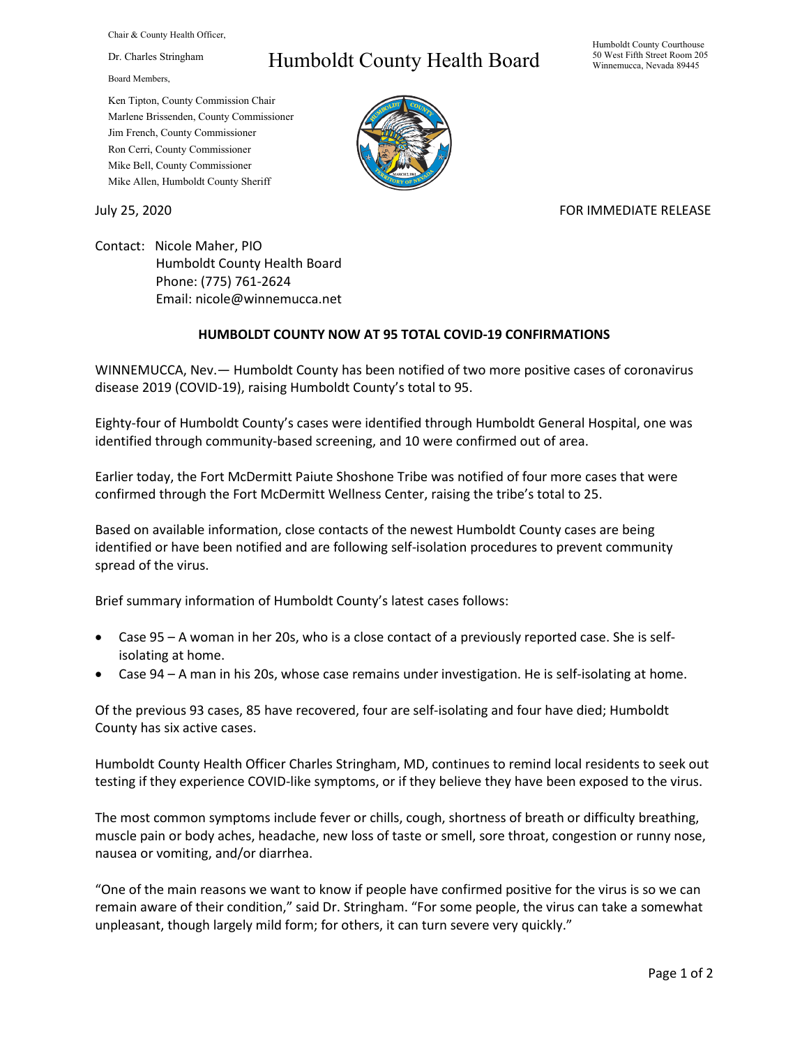Chair & County Health Officer,

Dr. Charles Stringham

Board Members,

Ken Tipton, County Commission Chair
Marlene Brissenden, County Commissioner
Jim French, County Commissioner
Ron Cerri, County Commissioner
Mike Bell, County Commissioner
Mike Allen, Humboldt County Sheriff

# Humboldt County Health Board

Humboldt County Courthouse
50 West Fifth Street Room 205
Winnemucca, Nevada 89445

July 25, 2020

FOR IMMEDIATE RELEASE

Contact: Nicole Maher, PIO
Humboldt County Health Board
Phone: (775) 761-2624
Email: nicole@winnemucca.net

## HUMBOLDT COUNTY NOW AT 95 TOTAL COVID-19 CONFIRMATIONS

WINNEMUCCA, Nev.— Humboldt County has been notified of two more positive cases of coronavirus disease 2019 (COVID-19), raising Humboldt County's total to 95.

Eighty-four of Humboldt County's cases were identified through Humboldt General Hospital, one was identified through community-based screening, and 10 were confirmed out of area.

Earlier today, the Fort McDermitt Paiute Shoshone Tribe was notified of four more cases that were confirmed through the Fort McDermitt Wellness Center, raising the tribe's total to 25.

Based on available information, close contacts of the newest Humboldt County cases are being identified or have been notified and are following self-isolation procedures to prevent community spread of the virus.

Brief summary information of Humboldt County's latest cases follows:

- Case 95 – A woman in her 20s, who is a close contact of a previously reported case. She is self-isolating at home.
- Case 94 – A man in his 20s, whose case remains under investigation. He is self-isolating at home.

Of the previous 93 cases, 85 have recovered, four are self-isolating and four have died; Humboldt County has six active cases.

Humboldt County Health Officer Charles Stringham, MD, continues to remind local residents to seek out testing if they experience COVID-like symptoms, or if they believe they have been exposed to the virus.

The most common symptoms include fever or chills, cough, shortness of breath or difficulty breathing, muscle pain or body aches, headache, new loss of taste or smell, sore throat, congestion or runny nose, nausea or vomiting, and/or diarrhea.

"One of the main reasons we want to know if people have confirmed positive for the virus is so we can remain aware of their condition," said Dr. Stringham. "For some people, the virus can take a somewhat unpleasant, though largely mild form; for others, it can turn severe very quickly."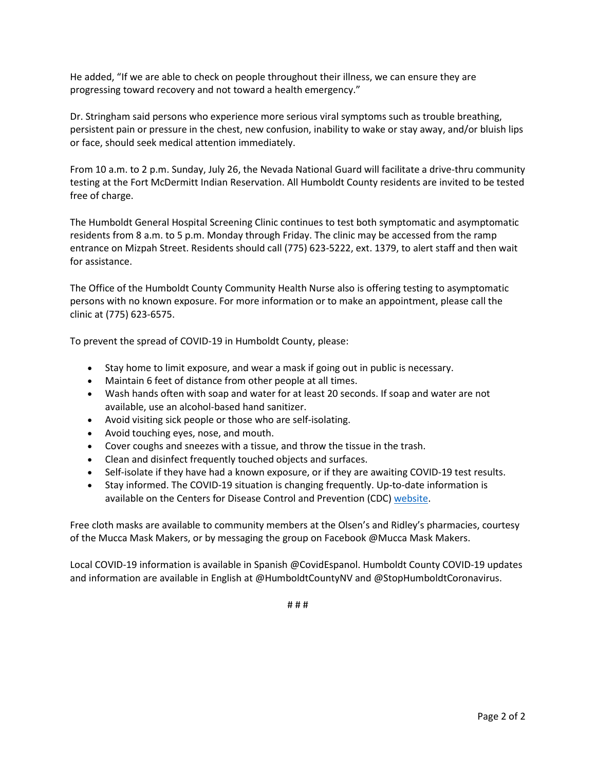He added, "If we are able to check on people throughout their illness, we can ensure they are progressing toward recovery and not toward a health emergency."

Dr. Stringham said persons who experience more serious viral symptoms such as trouble breathing, persistent pain or pressure in the chest, new confusion, inability to wake or stay away, and/or bluish lips or face, should seek medical attention immediately.

From 10 a.m. to 2 p.m. Sunday, July 26, the Nevada National Guard will facilitate a drive-thru community testing at the Fort McDermitt Indian Reservation. All Humboldt County residents are invited to be tested free of charge.

The Humboldt General Hospital Screening Clinic continues to test both symptomatic and asymptomatic residents from 8 a.m. to 5 p.m. Monday through Friday. The clinic may be accessed from the ramp entrance on Mizpah Street. Residents should call (775) 623-5222, ext. 1379, to alert staff and then wait for assistance.

The Office of the Humboldt County Community Health Nurse also is offering testing to asymptomatic persons with no known exposure. For more information or to make an appointment, please call the clinic at (775) 623-6575.

To prevent the spread of COVID-19 in Humboldt County, please:

- Stay home to limit exposure, and wear a mask if going out in public is necessary.
- Maintain 6 feet of distance from other people at all times.
- Wash hands often with soap and water for at least 20 seconds. If soap and water are not available, use an alcohol-based hand sanitizer.
- Avoid visiting sick people or those who are self-isolating.
- Avoid touching eyes, nose, and mouth.
- Cover coughs and sneezes with a tissue, and throw the tissue in the trash.
- Clean and disinfect frequently touched objects and surfaces.
- Self-isolate if they have had a known exposure, or if they are awaiting COVID-19 test results.
- Stay informed. The COVID-19 situation is changing frequently. Up-to-date information is available on the Centers for Disease Control and Prevention (CDC) website.

Free cloth masks are available to community members at the Olsen's and Ridley's pharmacies, courtesy of the Mucca Mask Makers, or by messaging the group on Facebook @Mucca Mask Makers.

Local COVID-19 information is available in Spanish @CovidEspanol. Humboldt County COVID-19 updates and information are available in English at @HumboldtCountyNV and @StopHumboldtCoronavirus.

# # #